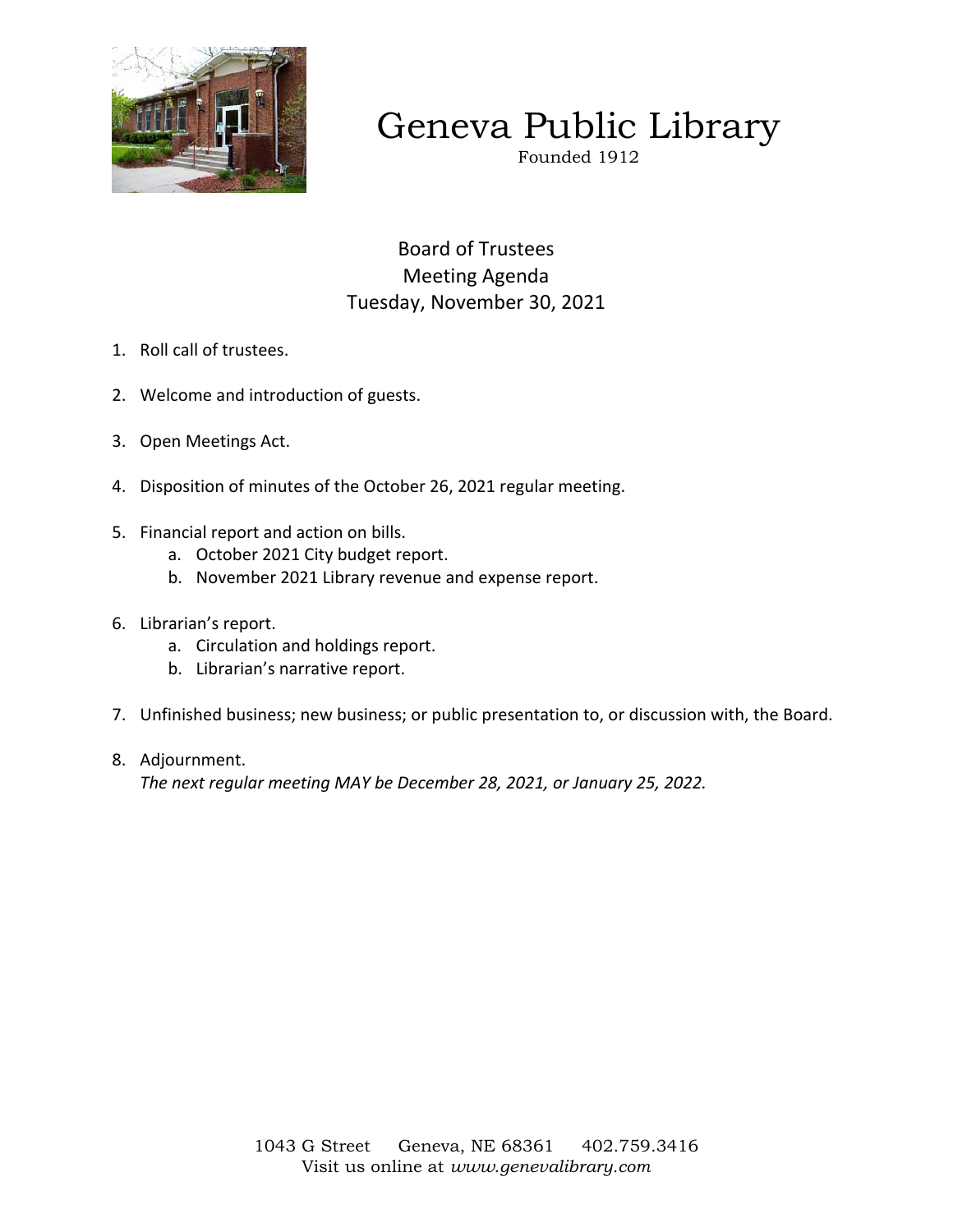# Geneva Public Library

Founded 1912

## Board of Trustees
## Meeting Agenda
## Tuesday, November 30, 2021

1. Roll call of trustees.

2. Welcome and introduction of guests.

3. Open Meetings Act.

4. Disposition of minutes of the October 26, 2021 regular meeting.

5. Financial report and action on bills.
   a. October 2021 City budget report.
   b. November 2021 Library revenue and expense report.

6. Librarian's report.
   a. Circulation and holdings report.
   b. Librarian's narrative report.

7. Unfinished business; new business; or public presentation to, or discussion with, the Board.

8. Adjournment.
   *The next regular meeting MAY be December 28, 2021, or January 25, 2022.*

1043 G Street Geneva, NE 68361 402.759.3416
Visit us online at *www.genevalibrary.com*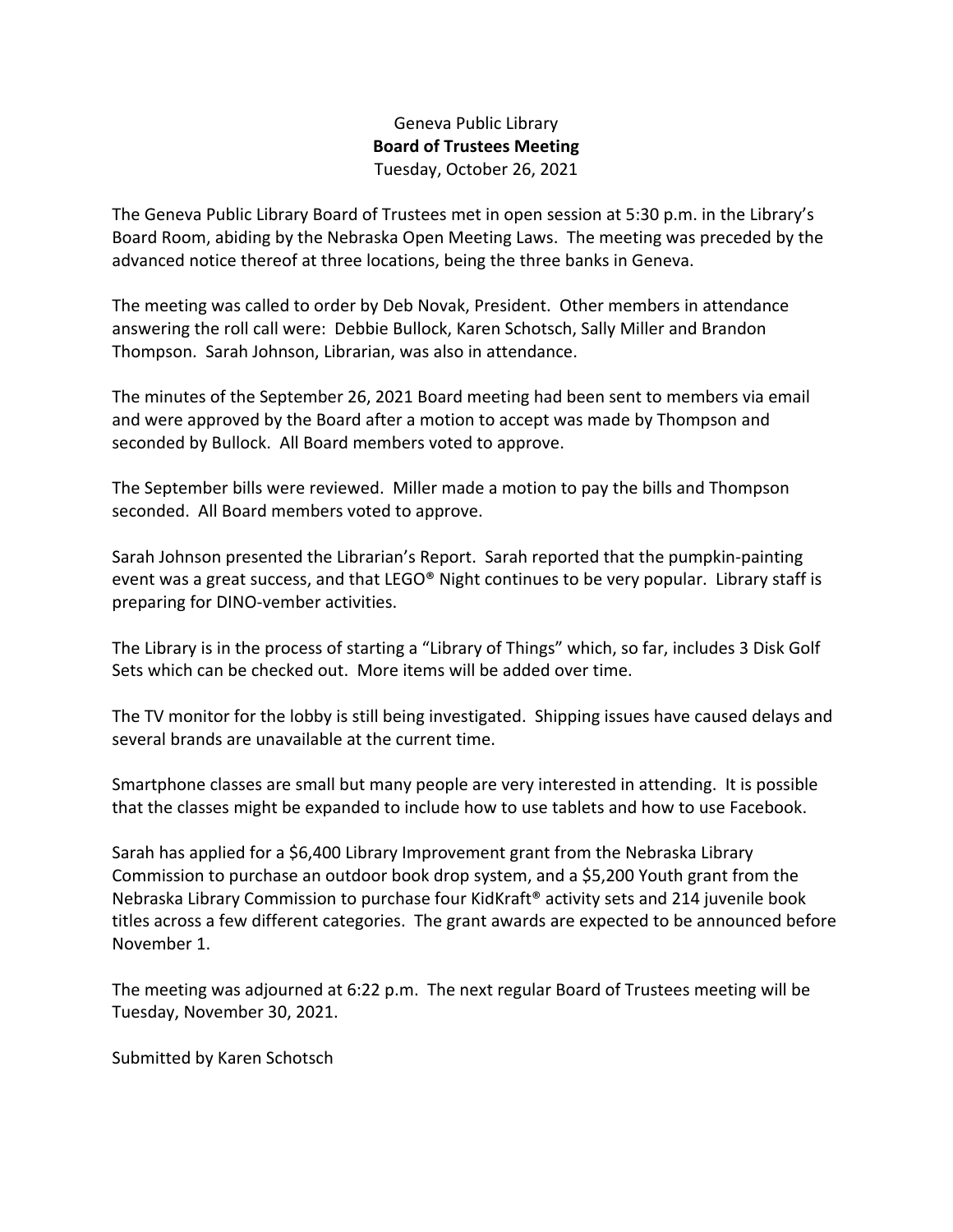Geneva Public Library

**Board of Trustees Meeting**

Tuesday, October 26, 2021

The Geneva Public Library Board of Trustees met in open session at 5:30 p.m. in the Library's Board Room, abiding by the Nebraska Open Meeting Laws. The meeting was preceded by the advanced notice thereof at three locations, being the three banks in Geneva.

The meeting was called to order by Deb Novak, President. Other members in attendance answering the roll call were: Debbie Bullock, Karen Schotsch, Sally Miller and Brandon Thompson. Sarah Johnson, Librarian, was also in attendance.

The minutes of the September 26, 2021 Board meeting had been sent to members via email and were approved by the Board after a motion to accept was made by Thompson and seconded by Bullock. All Board members voted to approve.

The September bills were reviewed. Miller made a motion to pay the bills and Thompson seconded. All Board members voted to approve.

Sarah Johnson presented the Librarian's Report. Sarah reported that the pumpkin-painting event was a great success, and that LEGO® Night continues to be very popular. Library staff is preparing for DINO-vember activities.

The Library is in the process of starting a "Library of Things" which, so far, includes 3 Disk Golf Sets which can be checked out. More items will be added over time.

The TV monitor for the lobby is still being investigated. Shipping issues have caused delays and several brands are unavailable at the current time.

Smartphone classes are small but many people are very interested in attending. It is possible that the classes might be expanded to include how to use tablets and how to use Facebook.

Sarah has applied for a $6,400 Library Improvement grant from the Nebraska Library Commission to purchase an outdoor book drop system, and a $5,200 Youth grant from the Nebraska Library Commission to purchase four KidKraft® activity sets and 214 juvenile book titles across a few different categories. The grant awards are expected to be announced before November 1.

The meeting was adjourned at 6:22 p.m. The next regular Board of Trustees meeting will be Tuesday, November 30, 2021.

Submitted by Karen Schotsch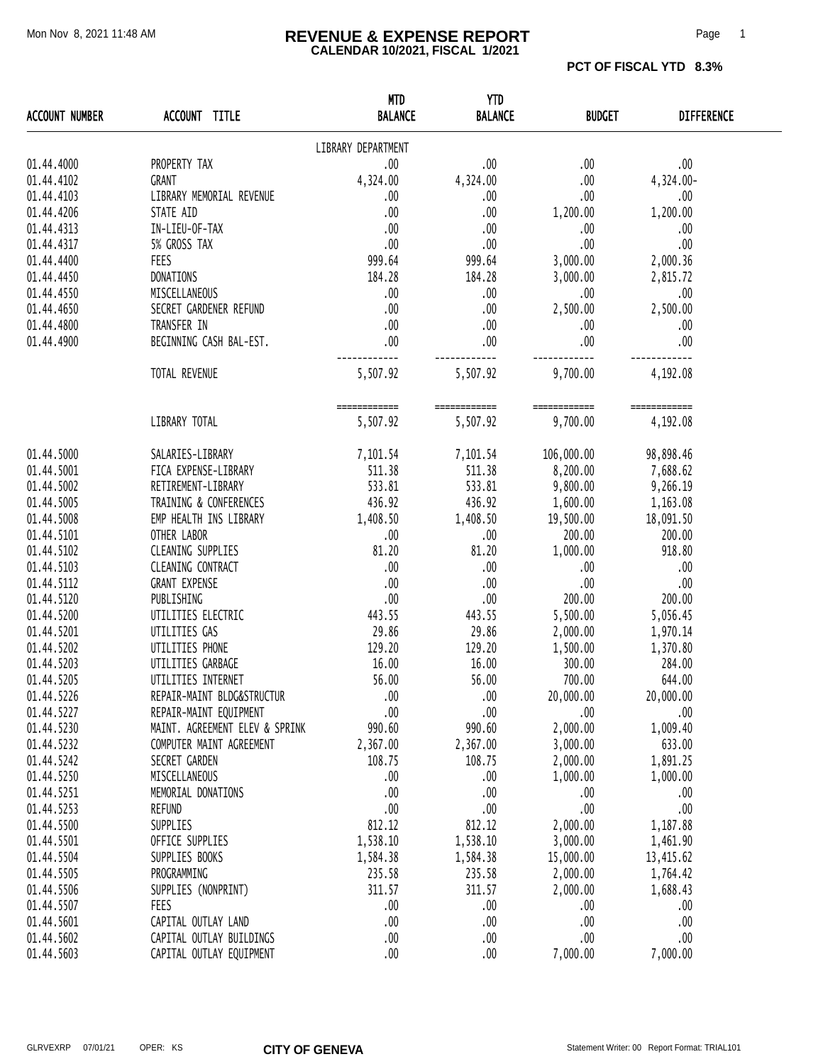# REVENUE & EXPENSE REPORT

**CALENDAR 10/2021, FISCAL 1/2021**

**PCT OF FISCAL YTD 8.3%**

| ACCOUNT NUMBER | ACCOUNT TITLE | MTD BALANCE | YTD BALANCE | BUDGET | DIFFERENCE |
|---|---|---|---|---|---|
| | | LIBRARY DEPARTMENT | | | |
| 01.44.4000 | PROPERTY TAX | .00 | .00 | .00 | .00 |
| 01.44.4102 | GRANT | 4,324.00 | 4,324.00 | .00 | 4,324.00- |
| 01.44.4103 | LIBRARY MEMORIAL REVENUE | .00 | .00 | .00 | .00 |
| 01.44.4206 | STATE AID | .00 | .00 | 1,200.00 | 1,200.00 |
| 01.44.4313 | IN-LIEU-OF-TAX | .00 | .00 | .00 | .00 |
| 01.44.4317 | 5% GROSS TAX | .00 | .00 | .00 | .00 |
| 01.44.4400 | FEES | 999.64 | 999.64 | 3,000.00 | 2,000.36 |
| 01.44.4450 | DONATIONS | 184.28 | 184.28 | 3,000.00 | 2,815.72 |
| 01.44.4550 | MISCELLANEOUS | .00 | .00 | .00 | .00 |
| 01.44.4650 | SECRET GARDENER REFUND | .00 | .00 | 2,500.00 | 2,500.00 |
| 01.44.4800 | TRANSFER IN | .00 | .00 | .00 | .00 |
| 01.44.4900 | BEGINNING CASH BAL-EST. | .00 | .00 | .00 | .00 |
| | TOTAL REVENUE | 5,507.92 | 5,507.92 | 9,700.00 | 4,192.08 |
| | LIBRARY TOTAL | 5,507.92 | 5,507.92 | 9,700.00 | 4,192.08 |
| 01.44.5000 | SALARIES-LIBRARY | 7,101.54 | 7,101.54 | 106,000.00 | 98,898.46 |
| 01.44.5001 | FICA EXPENSE-LIBRARY | 511.38 | 511.38 | 8,200.00 | 7,688.62 |
| 01.44.5002 | RETIREMENT-LIBRARY | 533.81 | 533.81 | 9,800.00 | 9,266.19 |
| 01.44.5005 | TRAINING & CONFERENCES | 436.92 | 436.92 | 1,600.00 | 1,163.08 |
| 01.44.5008 | EMP HEALTH INS LIBRARY | 1,408.50 | 1,408.50 | 19,500.00 | 18,091.50 |
| 01.44.5101 | OTHER LABOR | .00 | .00 | 200.00 | 200.00 |
| 01.44.5102 | CLEANING SUPPLIES | 81.20 | 81.20 | 1,000.00 | 918.80 |
| 01.44.5103 | CLEANING CONTRACT | .00 | .00 | .00 | .00 |
| 01.44.5112 | GRANT EXPENSE | .00 | .00 | .00 | .00 |
| 01.44.5120 | PUBLISHING | .00 | .00 | 200.00 | 200.00 |
| 01.44.5200 | UTILITIES ELECTRIC | 443.55 | 443.55 | 5,500.00 | 5,056.45 |
| 01.44.5201 | UTILITIES GAS | 29.86 | 29.86 | 2,000.00 | 1,970.14 |
| 01.44.5202 | UTILITIES PHONE | 129.20 | 129.20 | 1,500.00 | 1,370.80 |
| 01.44.5203 | UTILITIES GARBAGE | 16.00 | 16.00 | 300.00 | 284.00 |
| 01.44.5205 | UTILITIES INTERNET | 56.00 | 56.00 | 700.00 | 644.00 |
| 01.44.5226 | REPAIR-MAINT BLDG&STRUCTUR | .00 | .00 | 20,000.00 | 20,000.00 |
| 01.44.5227 | REPAIR-MAINT EQUIPMENT | .00 | .00 | .00 | .00 |
| 01.44.5230 | MAINT. AGREEMENT ELEV & SPRINK | 990.60 | 990.60 | 2,000.00 | 1,009.40 |
| 01.44.5232 | COMPUTER MAINT AGREEMENT | 2,367.00 | 2,367.00 | 3,000.00 | 633.00 |
| 01.44.5242 | SECRET GARDEN | 108.75 | 108.75 | 2,000.00 | 1,891.25 |
| 01.44.5250 | MISCELLANEOUS | .00 | .00 | 1,000.00 | 1,000.00 |
| 01.44.5251 | MEMORIAL DONATIONS | .00 | .00 | .00 | .00 |
| 01.44.5253 | REFUND | .00 | .00 | .00 | .00 |
| 01.44.5500 | SUPPLIES | 812.12 | 812.12 | 2,000.00 | 1,187.88 |
| 01.44.5501 | OFFICE SUPPLIES | 1,538.10 | 1,538.10 | 3,000.00 | 1,461.90 |
| 01.44.5504 | SUPPLIES BOOKS | 1,584.38 | 1,584.38 | 15,000.00 | 13,415.62 |
| 01.44.5505 | PROGRAMMING | 235.58 | 235.58 | 2,000.00 | 1,764.42 |
| 01.44.5506 | SUPPLIES (NONPRINT) | 311.57 | 311.57 | 2,000.00 | 1,688.43 |
| 01.44.5507 | FEES | .00 | .00 | .00 | .00 |
| 01.44.5601 | CAPITAL OUTLAY LAND | .00 | .00 | .00 | .00 |
| 01.44.5602 | CAPITAL OUTLAY BUILDINGS | .00 | .00 | .00 | .00 |
| 01.44.5603 | CAPITAL OUTLAY EQUIPMENT | .00 | .00 | 7,000.00 | 7,000.00 |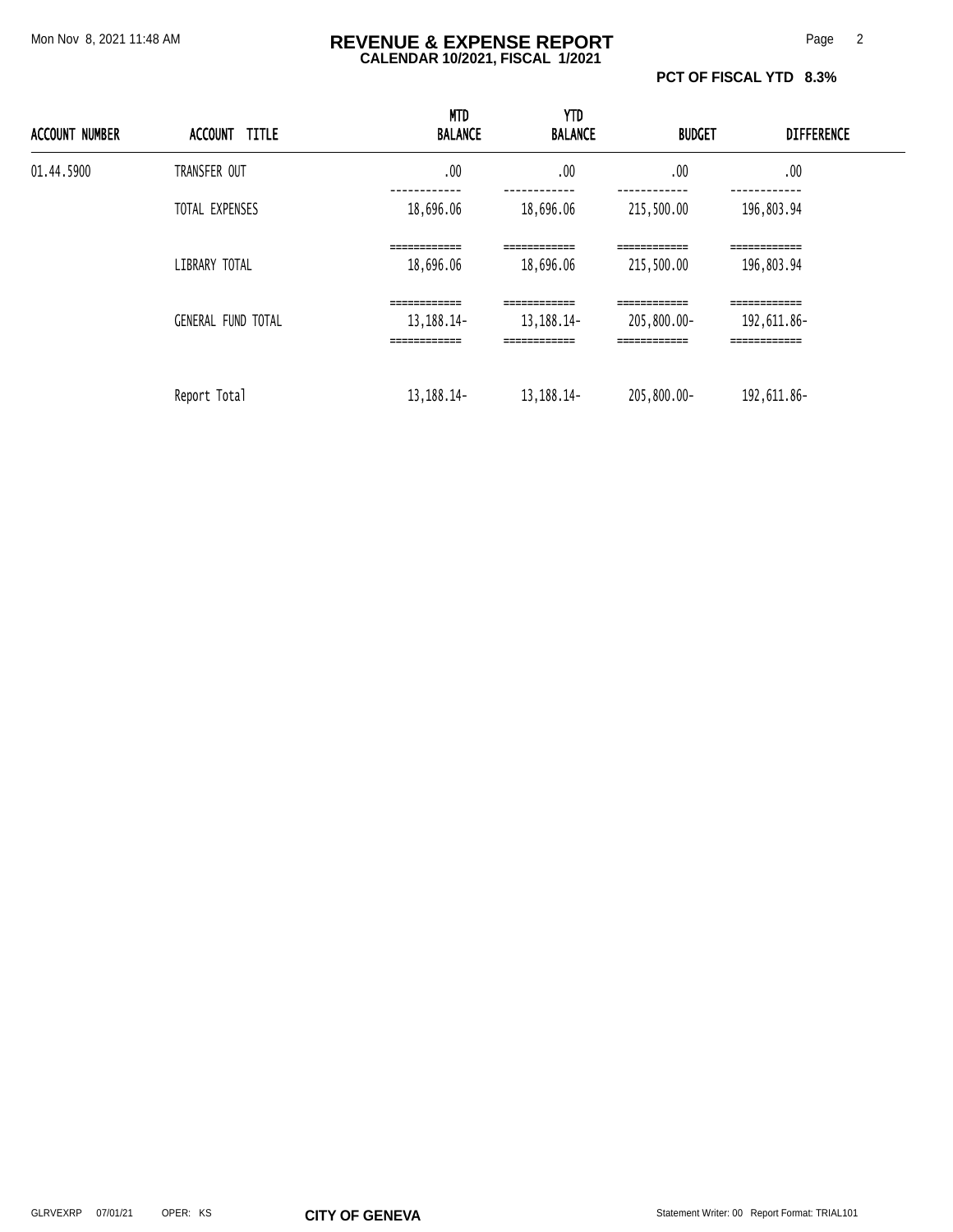# REVENUE & EXPENSE REPORT

**CALENDAR 10/2021, FISCAL 1/2021**

**PCT OF FISCAL YTD 8.3%**

| ACCOUNT NUMBER | ACCOUNT TITLE | MTD BALANCE | YTD BALANCE | BUDGET | DIFFERENCE |
|---|---|---|---|---|---|
| 01.44.5900 | TRANSFER OUT | .00 | .00 | .00 | .00 |
| | TOTAL EXPENSES | 18,696.06 | 18,696.06 | 215,500.00 | 196,803.94 |
| | LIBRARY TOTAL | 18,696.06 | 18,696.06 | 215,500.00 | 196,803.94 |
| | GENERAL FUND TOTAL | 13,188.14- | 13,188.14- | 205,800.00- | 192,611.86- |
| | Report Total | 13,188.14- | 13,188.14- | 205,800.00- | 192,611.86- |

GLRVEXRP 07/01/21 OPER: KS **CITY OF GENEVA** Statement Writer: 00 Report Format: TRIAL101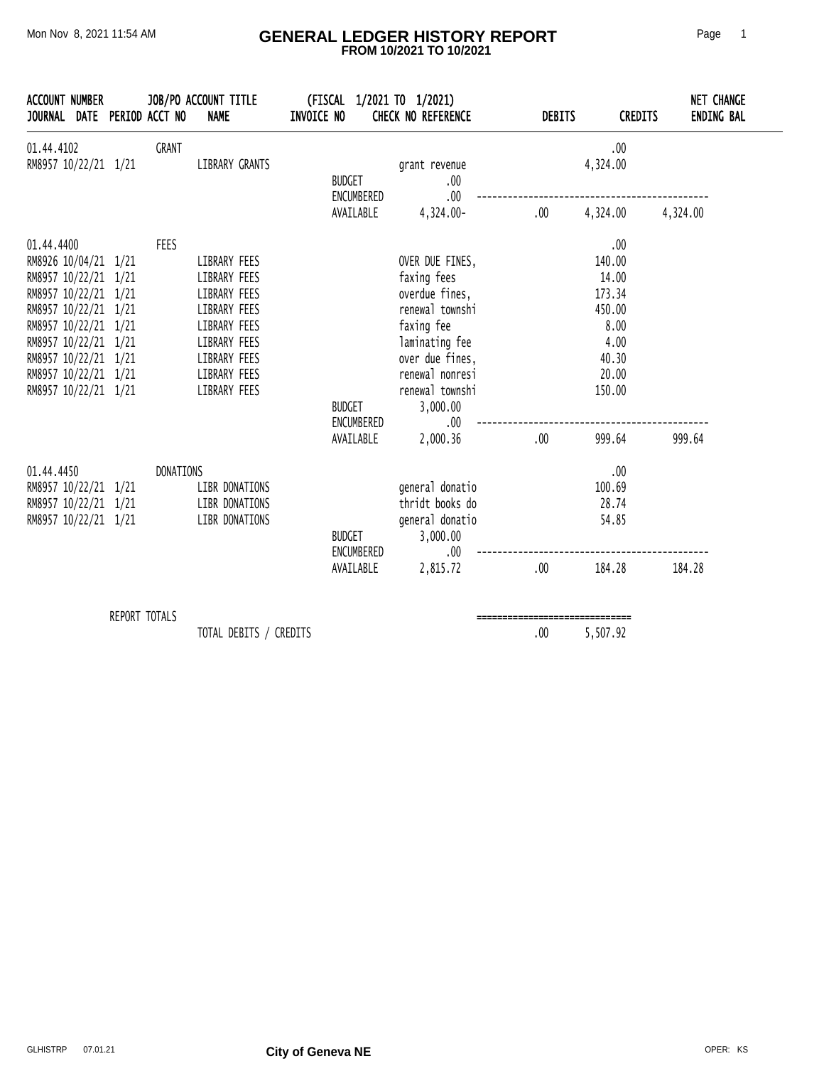# GENERAL LEDGER HISTORY REPORT

**FROM 10/2021 TO 10/2021**

Mon Nov 8, 2021 11:54 AM

| ACCOUNT NUMBER / JOURNAL | DATE | PERIOD | JOB/PO ACCT NO | ACCOUNT TITLE / NAME | (FISCAL 1/2021 TO 1/2021) INVOICE NO | CHECK NO REFERENCE | DEBITS | CREDITS | NET CHANGE ENDING BAL |
|---|---|---|---|---|---|---|---|---|---|
| 01.44.4102 | | | GRANT | | | | | .00 | |
| RM8957 | 10/22/21 | 1/21 | | LIBRARY GRANTS | | grant revenue | | 4,324.00 | |
| | | | | | BUDGET | .00 | | | |
| | | | | | ENCUMBERED | .00 | | | |
| | | | | | AVAILABLE | 4,324.00- | .00 | 4,324.00 | 4,324.00 |
| 01.44.4400 | | | FEES | | | | | .00 | |
| RM8926 | 10/04/21 | 1/21 | | LIBRARY FEES | | OVER DUE FINES, | | 140.00 | |
| RM8957 | 10/22/21 | 1/21 | | LIBRARY FEES | | faxing fees | | 14.00 | |
| RM8957 | 10/22/21 | 1/21 | | LIBRARY FEES | | overdue fines, | | 173.34 | |
| RM8957 | 10/22/21 | 1/21 | | LIBRARY FEES | | renewal townshi | | 450.00 | |
| RM8957 | 10/22/21 | 1/21 | | LIBRARY FEES | | faxing fee | | 8.00 | |
| RM8957 | 10/22/21 | 1/21 | | LIBRARY FEES | | laminating fee | | 4.00 | |
| RM8957 | 10/22/21 | 1/21 | | LIBRARY FEES | | over due fines, | | 40.30 | |
| RM8957 | 10/22/21 | 1/21 | | LIBRARY FEES | | renewal nonresi | | 20.00 | |
| RM8957 | 10/22/21 | 1/21 | | LIBRARY FEES | | renewal townshi | | 150.00 | |
| | | | | | BUDGET | 3,000.00 | | | |
| | | | | | ENCUMBERED | .00 | | | |
| | | | | | AVAILABLE | 2,000.36 | .00 | 999.64 | 999.64 |
| 01.44.4450 | | | DONATIONS | | | | | .00 | |
| RM8957 | 10/22/21 | 1/21 | | LIBR DONATIONS | | general donatio | | 100.69 | |
| RM8957 | 10/22/21 | 1/21 | | LIBR DONATIONS | | thridt books do | | 28.74 | |
| RM8957 | 10/22/21 | 1/21 | | LIBR DONATIONS | | general donatio | | 54.85 | |
| | | | | | BUDGET | 3,000.00 | | | |
| | | | | | ENCUMBERED | .00 | | | |
| | | | | | AVAILABLE | 2,815.72 | .00 | 184.28 | 184.28 |

REPORT TOTALS

| | DEBITS | CREDITS |
|---|---|---|
| TOTAL DEBITS / CREDITS | .00 | 5,507.92 |

GLHISTRP 07.01.21 — City of Geneva NE — OPER: KS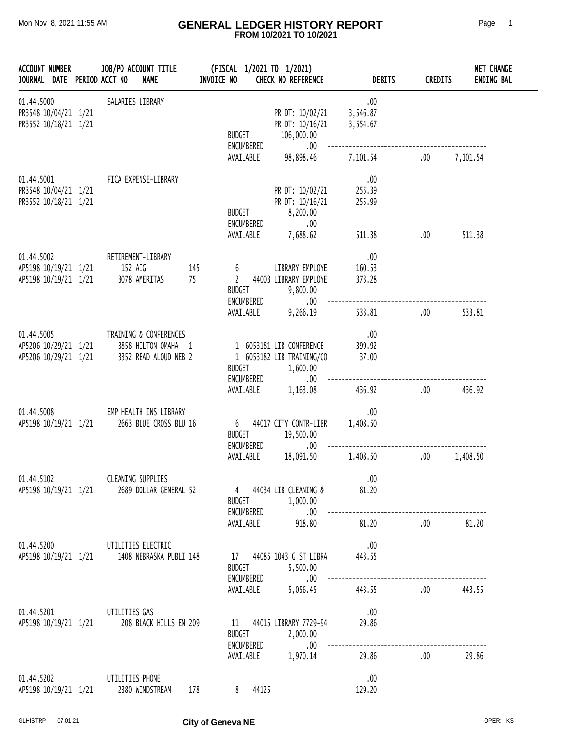# GENERAL LEDGER HISTORY REPORT

**FROM 10/2021 TO 10/2021**

Mon Nov 8, 2021 11:55 AM

| ACCOUNT NUMBER / JOURNAL | DATE | PERIOD | JOB/PO ACCT NO | ACCOUNT TITLE / NAME | INVOICE NO | (FISCAL 1/2021 TO 1/2021) CHECK NO | REFERENCE | DEBITS | CREDITS | NET CHANGE ENDING BAL |
|---|---|---|---|---|---|---|---|---|---|---|
| 01.44.5000 | | | | SALARIES-LIBRARY | | | | .00 | | |
| PR3548 | 10/04/21 | 1/21 | | | | | PR DT: 10/02/21 | 3,546.87 | | |
| PR3552 | 10/18/21 | 1/21 | | | | | PR DT: 10/16/21 | 3,554.67 | | |
| | | | | | | BUDGET | 106,000.00 | | | |
| | | | | | | ENCUMBERED | .00 | | | |
| | | | | | | AVAILABLE | 98,898.46 | 7,101.54 | .00 | 7,101.54 |
| 01.44.5001 | | | | FICA EXPENSE-LIBRARY | | | | .00 | | |
| PR3548 | 10/04/21 | 1/21 | | | | | PR DT: 10/02/21 | 255.39 | | |
| PR3552 | 10/18/21 | 1/21 | | | | | PR DT: 10/16/21 | 255.99 | | |
| | | | | | | BUDGET | 8,200.00 | | | |
| | | | | | | ENCUMBERED | .00 | | | |
| | | | | | | AVAILABLE | 7,688.62 | 511.38 | .00 | 511.38 |
| 01.44.5002 | | | | RETIREMENT-LIBRARY | | | | .00 | | |
| AP5198 | 10/19/21 | 1/21 | 152 | AIG | 145 | 6 | LIBRARY EMPLOYE | 160.53 | | |
| AP5198 | 10/19/21 | 1/21 | 3078 | AMERITAS | 75 | 2 44003 | LIBRARY EMPLOYE | 373.28 | | |
| | | | | | | BUDGET | 9,800.00 | | | |
| | | | | | | ENCUMBERED | .00 | | | |
| | | | | | | AVAILABLE | 9,266.19 | 533.81 | .00 | 533.81 |
| 01.44.5005 | | | | TRAINING & CONFERENCES | | | | .00 | | |
| AP5206 | 10/29/21 | 1/21 | 3858 | HILTON OMAHA | 1 | 1 6053181 | LIB CONFERENCE | 399.92 | | |
| AP5206 | 10/29/21 | 1/21 | 3352 | READ ALOUD NEB | 2 | 1 6053182 | LIB TRAINING/CO | 37.00 | | |
| | | | | | | BUDGET | 1,600.00 | | | |
| | | | | | | ENCUMBERED | .00 | | | |
| | | | | | | AVAILABLE | 1,163.08 | 436.92 | .00 | 436.92 |
| 01.44.5008 | | | | EMP HEALTH INS LIBRARY | | | | .00 | | |
| AP5198 | 10/19/21 | 1/21 | 2663 | BLUE CROSS BLU | 16 | 6 44017 | CITY CONTR-LIBR | 1,408.50 | | |
| | | | | | | BUDGET | 19,500.00 | | | |
| | | | | | | ENCUMBERED | .00 | | | |
| | | | | | | AVAILABLE | 18,091.50 | 1,408.50 | .00 | 1,408.50 |
| 01.44.5102 | | | | CLEANING SUPPLIES | | | | .00 | | |
| AP5198 | 10/19/21 | 1/21 | 2689 | DOLLAR GENERAL | 52 | 4 44034 | LIB CLEANING & | 81.20 | | |
| | | | | | | BUDGET | 1,000.00 | | | |
| | | | | | | ENCUMBERED | .00 | | | |
| | | | | | | AVAILABLE | 918.80 | 81.20 | .00 | 81.20 |
| 01.44.5200 | | | | UTILITIES ELECTRIC | | | | .00 | | |
| AP5198 | 10/19/21 | 1/21 | 1408 | NEBRASKA PUBLI | 148 | 17 44085 | 1043 G ST LIBRA | 443.55 | | |
| | | | | | | BUDGET | 5,500.00 | | | |
| | | | | | | ENCUMBERED | .00 | | | |
| | | | | | | AVAILABLE | 5,056.45 | 443.55 | .00 | 443.55 |
| 01.44.5201 | | | | UTILITIES GAS | | | | .00 | | |
| AP5198 | 10/19/21 | 1/21 | 208 | BLACK HILLS EN | 209 | 11 44015 | LIBRARY 7729-94 | 29.86 | | |
| | | | | | | BUDGET | 2,000.00 | | | |
| | | | | | | ENCUMBERED | .00 | | | |
| | | | | | | AVAILABLE | 1,970.14 | 29.86 | .00 | 29.86 |
| 01.44.5202 | | | | UTILITIES PHONE | | | | .00 | | |
| AP5198 | 10/19/21 | 1/21 | 2380 | WINDSTREAM | 178 | 8 44125 | | 129.20 | | |

GLHISTRP 07.01.21 City of Geneva NE OPER: KS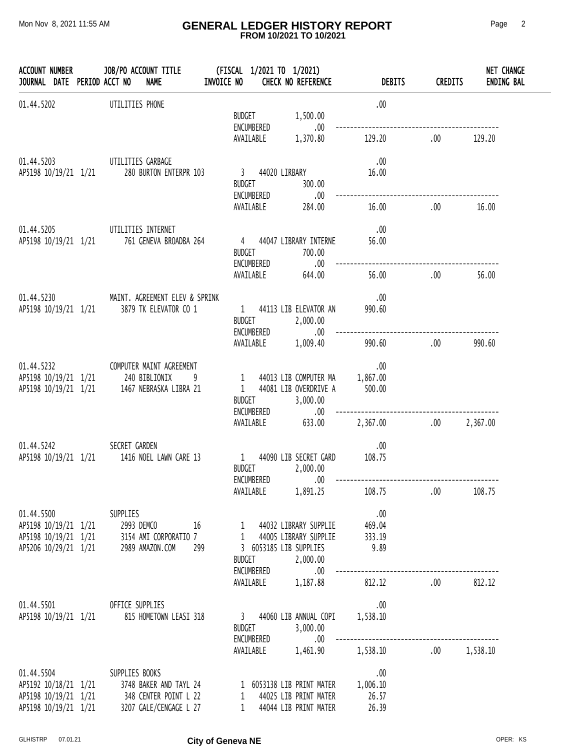# GENERAL LEDGER HISTORY REPORT

**FROM 10/2021 TO 10/2021**

Mon Nov 8, 2021 11:55 AM

| ACCOUNT NUMBER / JOURNAL | DATE | PERIOD | JOB/PO ACCOUNT TITLE / ACCT NO NAME | INVOICE NO | (FISCAL 1/2021 TO 1/2021) CHECK NO REFERENCE | DEBITS | CREDITS | NET CHANGE ENDING BAL |
|---|---|---|---|---|---|---|---|---|
| 01.44.5202 | | | UTILITIES PHONE | | | .00 | | |
| | | | | | BUDGET 1,500.00 | | | |
| | | | | | ENCUMBERED .00 | | | |
| | | | | | AVAILABLE 1,370.80 | 129.20 | .00 | 129.20 |
| 01.44.5203 | | | UTILITIES GARBAGE | | | .00 | | |
| AP5198 | 10/19/21 | 1/21 | 280 BURTON ENTERPR 103 | 3 | 44020 LIRBARY | 16.00 | | |
| | | | | | BUDGET 300.00 | | | |
| | | | | | ENCUMBERED .00 | | | |
| | | | | | AVAILABLE 284.00 | 16.00 | .00 | 16.00 |
| 01.44.5205 | | | UTILITIES INTERNET | | | .00 | | |
| AP5198 | 10/19/21 | 1/21 | 761 GENEVA BROADBA 264 | 4 | 44047 LIBRARY INTERNE | 56.00 | | |
| | | | | | BUDGET 700.00 | | | |
| | | | | | ENCUMBERED .00 | | | |
| | | | | | AVAILABLE 644.00 | 56.00 | .00 | 56.00 |
| 01.44.5230 | | | MAINT. AGREEMENT ELEV & SPRINK | | | .00 | | |
| AP5198 | 10/19/21 | 1/21 | 3879 TK ELEVATOR CO 1 | 1 | 44113 LIB ELEVATOR AN | 990.60 | | |
| | | | | | BUDGET 2,000.00 | | | |
| | | | | | ENCUMBERED .00 | | | |
| | | | | | AVAILABLE 1,009.40 | 990.60 | .00 | 990.60 |
| 01.44.5232 | | | COMPUTER MAINT AGREEMENT | | | .00 | | |
| AP5198 | 10/19/21 | 1/21 | 240 BIBLIONIX 9 | 1 | 44013 LIB COMPUTER MA | 1,867.00 | | |
| AP5198 | 10/19/21 | 1/21 | 1467 NEBRASKA LIBRA 21 | 1 | 44081 LIB OVERDRIVE A | 500.00 | | |
| | | | | | BUDGET 3,000.00 | | | |
| | | | | | ENCUMBERED .00 | | | |
| | | | | | AVAILABLE 633.00 | 2,367.00 | .00 | 2,367.00 |
| 01.44.5242 | | | SECRET GARDEN | | | .00 | | |
| AP5198 | 10/19/21 | 1/21 | 1416 NOEL LAWN CARE 13 | 1 | 44090 LIB SECRET GARD | 108.75 | | |
| | | | | | BUDGET 2,000.00 | | | |
| | | | | | ENCUMBERED .00 | | | |
| | | | | | AVAILABLE 1,891.25 | 108.75 | .00 | 108.75 |
| 01.44.5500 | | | SUPPLIES | | | .00 | | |
| AP5198 | 10/19/21 | 1/21 | 2993 DEMCO 16 | 1 | 44032 LIBRARY SUPPLIE | 469.04 | | |
| AP5198 | 10/19/21 | 1/21 | 3154 AMI CORPORATIO 7 | 1 | 44005 LIBRARY SUPPLIE | 333.19 | | |
| AP5206 | 10/29/21 | 1/21 | 2989 AMAZON.COM 299 | 3 | 6053185 LIB SUPPLIES | 9.89 | | |
| | | | | | BUDGET 2,000.00 | | | |
| | | | | | ENCUMBERED .00 | | | |
| | | | | | AVAILABLE 1,187.88 | 812.12 | .00 | 812.12 |
| 01.44.5501 | | | OFFICE SUPPLIES | | | .00 | | |
| AP5198 | 10/19/21 | 1/21 | 815 HOMETOWN LEASI 318 | 3 | 44060 LIB ANNUAL COPI | 1,538.10 | | |
| | | | | | BUDGET 3,000.00 | | | |
| | | | | | ENCUMBERED .00 | | | |
| | | | | | AVAILABLE 1,461.90 | 1,538.10 | .00 | 1,538.10 |
| 01.44.5504 | | | SUPPLIES BOOKS | | | .00 | | |
| AP5192 | 10/18/21 | 1/21 | 3748 BAKER AND TAYL 24 | 1 | 6053138 LIB PRINT MATER | 1,006.10 | | |
| AP5198 | 10/19/21 | 1/21 | 348 CENTER POINT L 22 | 1 | 44025 LIB PRINT MATER | 26.57 | | |
| AP5198 | 10/19/21 | 1/21 | 3207 GALE/CENGAGE L 27 | 1 | 44044 LIB PRINT MATER | 26.39 | | |

GLHISTRP 07.01.21 City of Geneva NE OPER: KS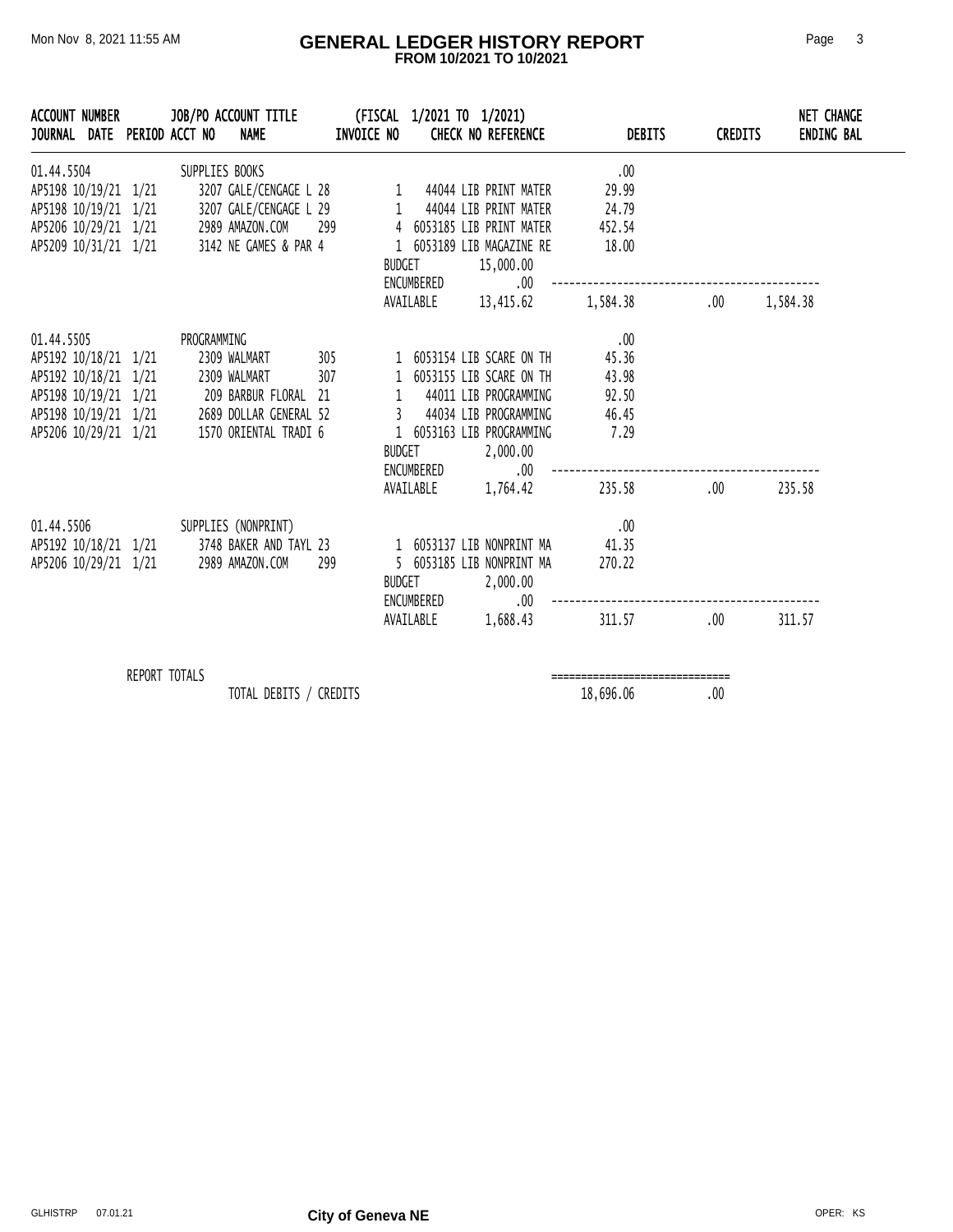# GENERAL LEDGER HISTORY REPORT

**FROM 10/2021 TO 10/2021**

| ACCOUNT NUMBER / JOURNAL | DATE | PERIOD | JOB/PO ACCOUNT TITLE / ACCT NO | NAME | INVOICE NO | (FISCAL 1/2021 TO 1/2021) CHECK NO | REFERENCE | DEBITS | CREDITS | NET CHANGE ENDING BAL |
|---|---|---|---|---|---|---|---|---|---|---|
| 01.44.5504 | | | SUPPLIES BOOKS | | | | | .00 | | |
| AP5198 | 10/19/21 | 1/21 | 3207 | GALE/CENGAGE L | 28 | 1 44044 | LIB PRINT MATER | 29.99 | | |
| AP5198 | 10/19/21 | 1/21 | 3207 | GALE/CENGAGE L | 29 | 1 44044 | LIB PRINT MATER | 24.79 | | |
| AP5206 | 10/29/21 | 1/21 | 2989 | AMAZON.COM | 299 | 4 6053185 | LIB PRINT MATER | 452.54 | | |
| AP5209 | 10/31/21 | 1/21 | 3142 | NE GAMES & PAR | 4 | 1 6053189 | LIB MAGAZINE RE | 18.00 | | |
| | | | | | BUDGET | 15,000.00 | | | | |
| | | | | | ENCUMBERED | .00 | | | | |
| | | | | | AVAILABLE | 13,415.62 | | 1,584.38 | .00 | 1,584.38 |
| 01.44.5505 | | | PROGRAMMING | | | | | .00 | | |
| AP5192 | 10/18/21 | 1/21 | 2309 | WALMART | 305 | 1 6053154 | LIB SCARE ON TH | 45.36 | | |
| AP5192 | 10/18/21 | 1/21 | 2309 | WALMART | 307 | 1 6053155 | LIB SCARE ON TH | 43.98 | | |
| AP5198 | 10/19/21 | 1/21 | 209 | BARBUR FLORAL | 21 | 1 44011 | LIB PROGRAMMING | 92.50 | | |
| AP5198 | 10/19/21 | 1/21 | 2689 | DOLLAR GENERAL | 52 | 3 44034 | LIB PROGRAMMING | 46.45 | | |
| AP5206 | 10/29/21 | 1/21 | 1570 | ORIENTAL TRADI | 6 | 1 6053163 | LIB PROGRAMMING | 7.29 | | |
| | | | | | BUDGET | 2,000.00 | | | | |
| | | | | | ENCUMBERED | .00 | | | | |
| | | | | | AVAILABLE | 1,764.42 | | 235.58 | .00 | 235.58 |
| 01.44.5506 | | | SUPPLIES (NONPRINT) | | | | | .00 | | |
| AP5192 | 10/18/21 | 1/21 | 3748 | BAKER AND TAYL | 23 | 1 6053137 | LIB NONPRINT MA | 41.35 | | |
| AP5206 | 10/29/21 | 1/21 | 2989 | AMAZON.COM | 299 | 5 6053185 | LIB NONPRINT MA | 270.22 | | |
| | | | | | BUDGET | 2,000.00 | | | | |
| | | | | | ENCUMBERED | .00 | | | | |
| | | | | | AVAILABLE | 1,688.43 | | 311.57 | .00 | 311.57 |

REPORT TOTALS

| | DEBITS | CREDITS |
|---|---|---|
| TOTAL DEBITS / CREDITS | 18,696.06 | .00 |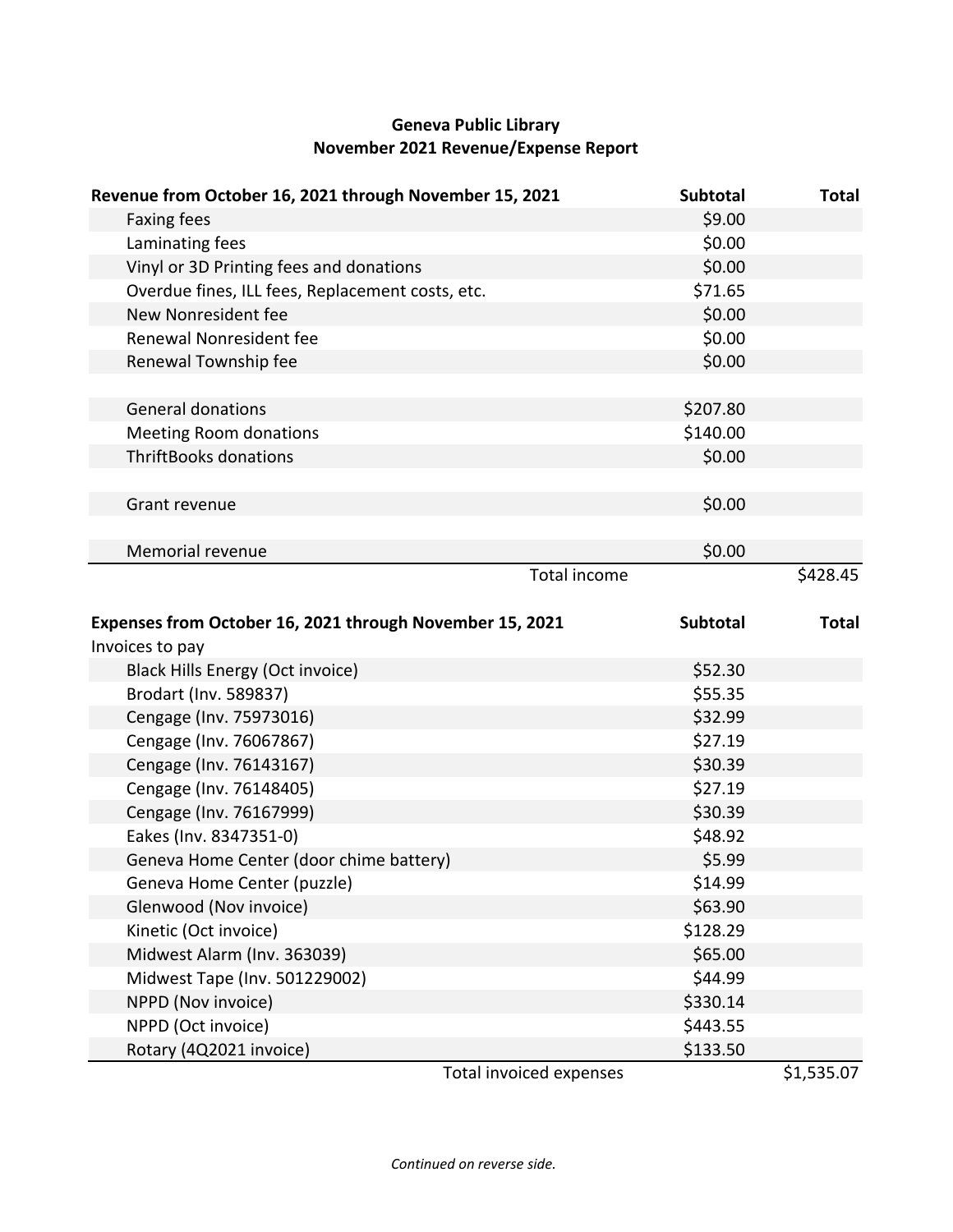**Geneva Public Library**
**November 2021 Revenue/Expense Report**

| Revenue from October 16, 2021 through November 15, 2021 | Subtotal | Total |
|---|---|---|
| Faxing fees | $9.00 | |
| Laminating fees | $0.00 | |
| Vinyl or 3D Printing fees and donations | $0.00 | |
| Overdue fines, ILL fees, Replacement costs, etc. | $71.65 | |
| New Nonresident fee | $0.00 | |
| Renewal Nonresident fee | $0.00 | |
| Renewal Township fee | $0.00 | |
| | | |
| General donations | $207.80 | |
| Meeting Room donations | $140.00 | |
| ThriftBooks donations | $0.00 | |
| | | |
| Grant revenue | $0.00 | |
| | | |
| Memorial revenue | $0.00 | |
| Total income | | $428.45 |

| Expenses from October 16, 2021 through November 15, 2021 | Subtotal | Total |
|---|---|---|
| Invoices to pay | | |
| Black Hills Energy (Oct invoice) | $52.30 | |
| Brodart (Inv. 589837) | $55.35 | |
| Cengage (Inv. 75973016) | $32.99 | |
| Cengage (Inv. 76067867) | $27.19 | |
| Cengage (Inv. 76143167) | $30.39 | |
| Cengage (Inv. 76148405) | $27.19 | |
| Cengage (Inv. 76167999) | $30.39 | |
| Eakes (Inv. 8347351-0) | $48.92 | |
| Geneva Home Center (door chime battery) | $5.99 | |
| Geneva Home Center (puzzle) | $14.99 | |
| Glenwood (Nov invoice) | $63.90 | |
| Kinetic (Oct invoice) | $128.29 | |
| Midwest Alarm (Inv. 363039) | $65.00 | |
| Midwest Tape (Inv. 501229002) | $44.99 | |
| NPPD (Nov invoice) | $330.14 | |
| NPPD (Oct invoice) | $443.55 | |
| Rotary (4Q2021 invoice) | $133.50 | |
| Total invoiced expenses | | $1,535.07 |

*Continued on reverse side.*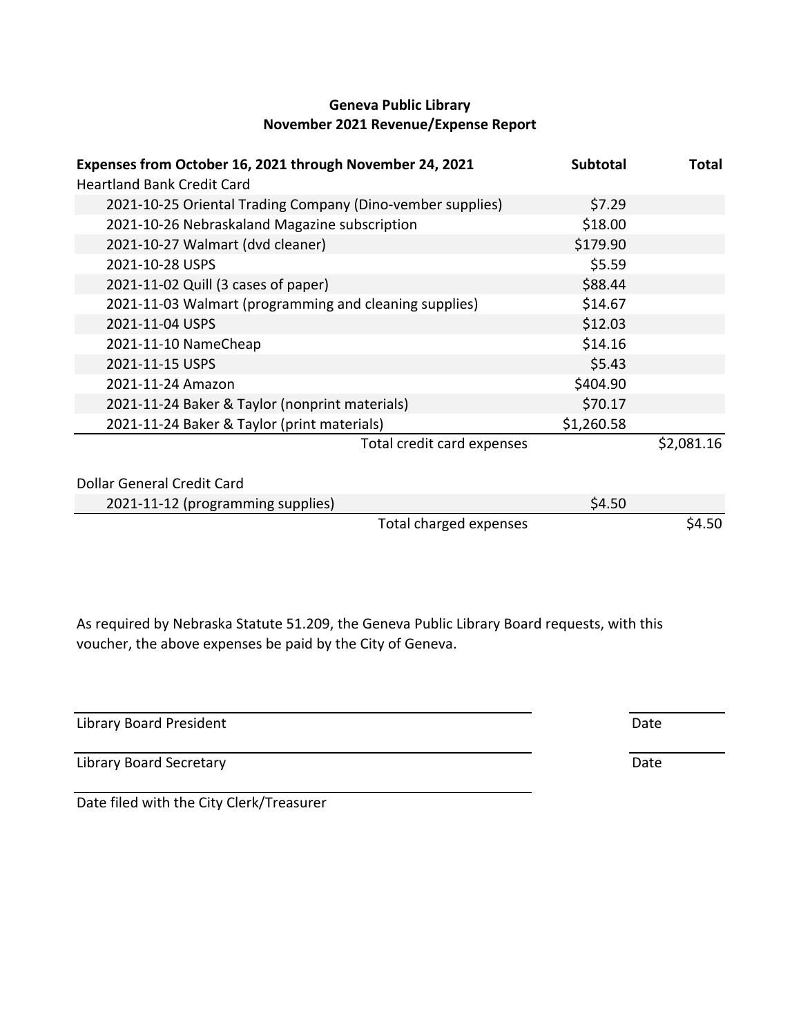# Geneva Public Library
## November 2021 Revenue/Expense Report

| Expenses from October 16, 2021 through November 24, 2021 | Subtotal | Total |
|---|---|---|
| Heartland Bank Credit Card | | |
| 2021-10-25 Oriental Trading Company (Dino-vember supplies) | $7.29 | |
| 2021-10-26 Nebraskaland Magazine subscription | $18.00 | |
| 2021-10-27 Walmart (dvd cleaner) | $179.90 | |
| 2021-10-28 USPS | $5.59 | |
| 2021-11-02 Quill (3 cases of paper) | $88.44 | |
| 2021-11-03 Walmart (programming and cleaning supplies) | $14.67 | |
| 2021-11-04 USPS | $12.03 | |
| 2021-11-10 NameCheap | $14.16 | |
| 2021-11-15 USPS | $5.43 | |
| 2021-11-24 Amazon | $404.90 | |
| 2021-11-24 Baker & Taylor (nonprint materials) | $70.17 | |
| 2021-11-24 Baker & Taylor (print materials) | $1,260.58 | |
| Total credit card expenses | | $2,081.16 |
| | | |
| Dollar General Credit Card | | |
| 2021-11-12 (programming supplies) | $4.50 | |
| Total charged expenses | | $4.50 |

As required by Nebraska Statute 51.209, the Geneva Public Library Board requests, with this voucher, the above expenses be paid by the City of Geneva.

Library Board President ____________________ Date ________

Library Board Secretary ____________________ Date ________

Date filed with the City Clerk/Treasurer ____________________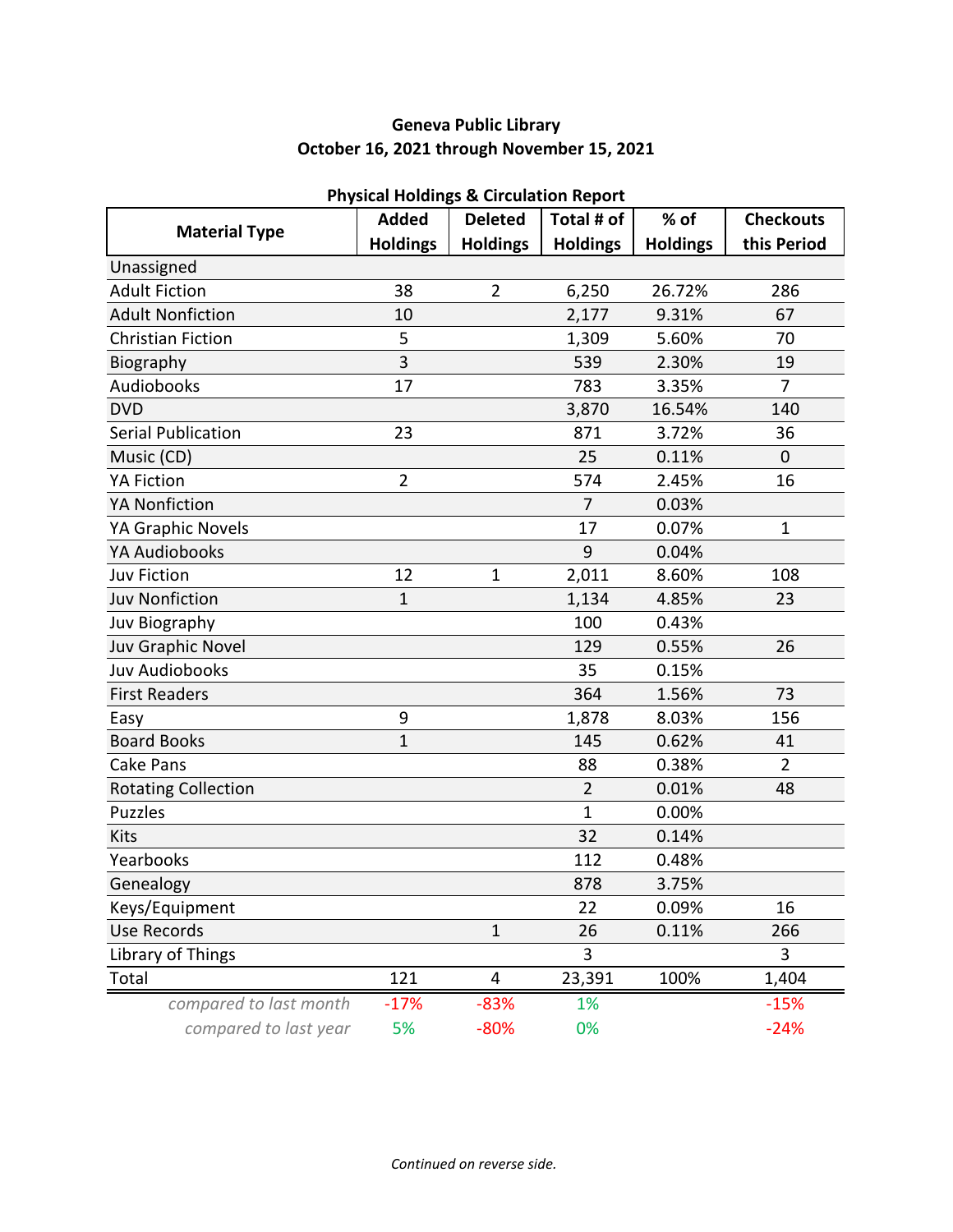**Geneva Public Library**
**October 16, 2021 through November 15, 2021**

**Physical Holdings & Circulation Report**

| Material Type | Added Holdings | Deleted Holdings | Total # of Holdings | % of Holdings | Checkouts this Period |
|---|---|---|---|---|---|
| Unassigned | | | | | |
| Adult Fiction | 38 | 2 | 6,250 | 26.72% | 286 |
| Adult Nonfiction | 10 | | 2,177 | 9.31% | 67 |
| Christian Fiction | 5 | | 1,309 | 5.60% | 70 |
| Biography | 3 | | 539 | 2.30% | 19 |
| Audiobooks | 17 | | 783 | 3.35% | 7 |
| DVD | | | 3,870 | 16.54% | 140 |
| Serial Publication | 23 | | 871 | 3.72% | 36 |
| Music (CD) | | | 25 | 0.11% | 0 |
| YA Fiction | 2 | | 574 | 2.45% | 16 |
| YA Nonfiction | | | 7 | 0.03% | |
| YA Graphic Novels | | | 17 | 0.07% | 1 |
| YA Audiobooks | | | 9 | 0.04% | |
| Juv Fiction | 12 | 1 | 2,011 | 8.60% | 108 |
| Juv Nonfiction | 1 | | 1,134 | 4.85% | 23 |
| Juv Biography | | | 100 | 0.43% | |
| Juv Graphic Novel | | | 129 | 0.55% | 26 |
| Juv Audiobooks | | | 35 | 0.15% | |
| First Readers | | | 364 | 1.56% | 73 |
| Easy | 9 | | 1,878 | 8.03% | 156 |
| Board Books | 1 | | 145 | 0.62% | 41 |
| Cake Pans | | | 88 | 0.38% | 2 |
| Rotating Collection | | | 2 | 0.01% | 48 |
| Puzzles | | | 1 | 0.00% | |
| Kits | | | 32 | 0.14% | |
| Yearbooks | | | 112 | 0.48% | |
| Genealogy | | | 878 | 3.75% | |
| Keys/Equipment | | | 22 | 0.09% | 16 |
| Use Records | | 1 | 26 | 0.11% | 266 |
| Library of Things | | | 3 | | 3 |
| Total | 121 | 4 | 23,391 | 100% | 1,404 |
| *compared to last month* | -17% | -83% | 1% | | -15% |
| *compared to last year* | 5% | -80% | 0% | | -24% |

*Continued on reverse side.*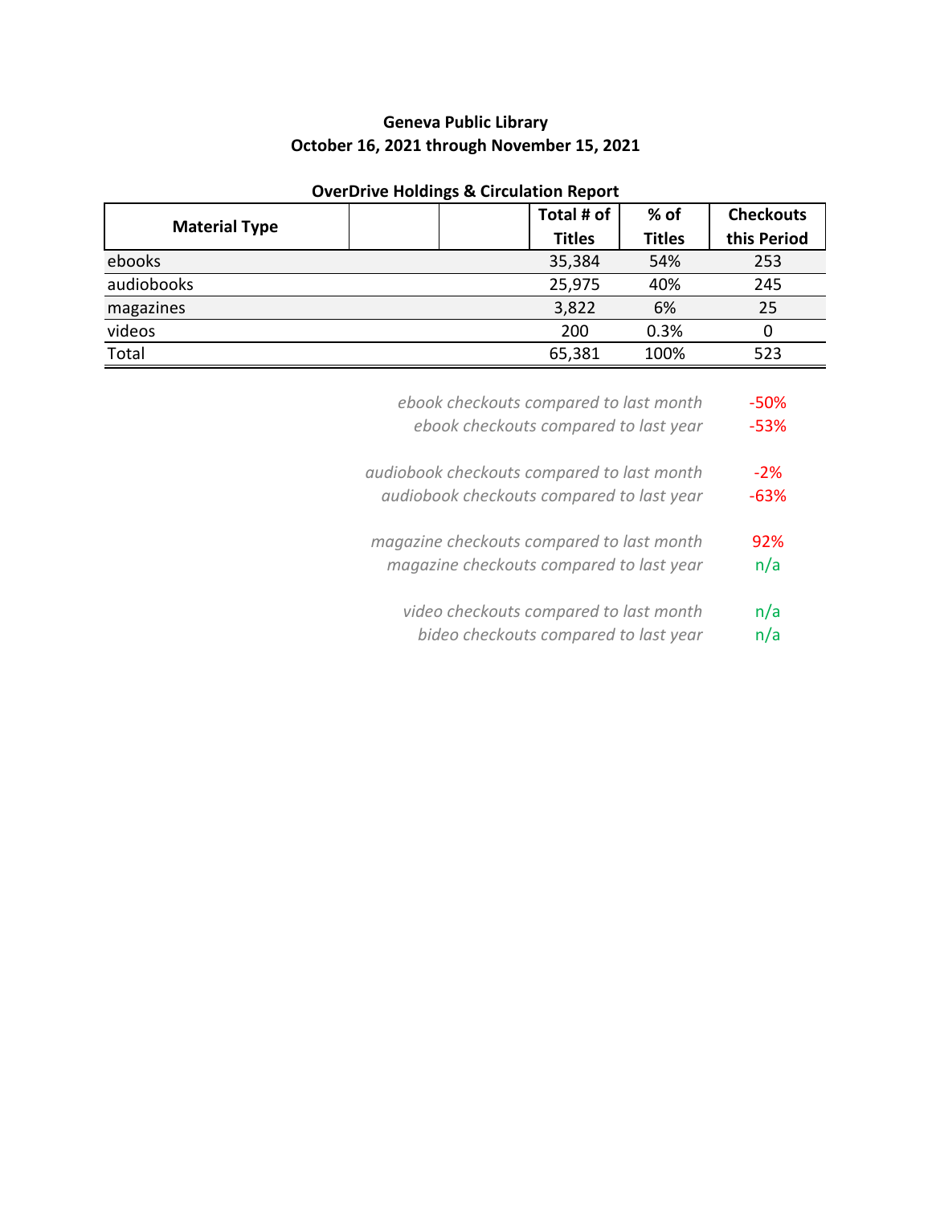**Geneva Public Library**
**October 16, 2021 through November 15, 2021**

**OverDrive Holdings & Circulation Report**

| Material Type | | | Total # of Titles | % of Titles | Checkouts this Period |
|---|---|---|---|---|---|
| ebooks | | | 35,384 | 54% | 253 |
| audiobooks | | | 25,975 | 40% | 245 |
| magazines | | | 3,822 | 6% | 25 |
| videos | | | 200 | 0.3% | 0 |
| Total | | | 65,381 | 100% | 523 |

| | |
|---|---|
| *ebook checkouts compared to last month* | -50% |
| *ebook checkouts compared to last year* | -53% |
| *audiobook checkouts compared to last month* | -2% |
| *audiobook checkouts compared to last year* | -63% |
| *magazine checkouts compared to last month* | 92% |
| *magazine checkouts compared to last year* | n/a |
| *video checkouts compared to last month* | n/a |
| *bideo checkouts compared to last year* | n/a |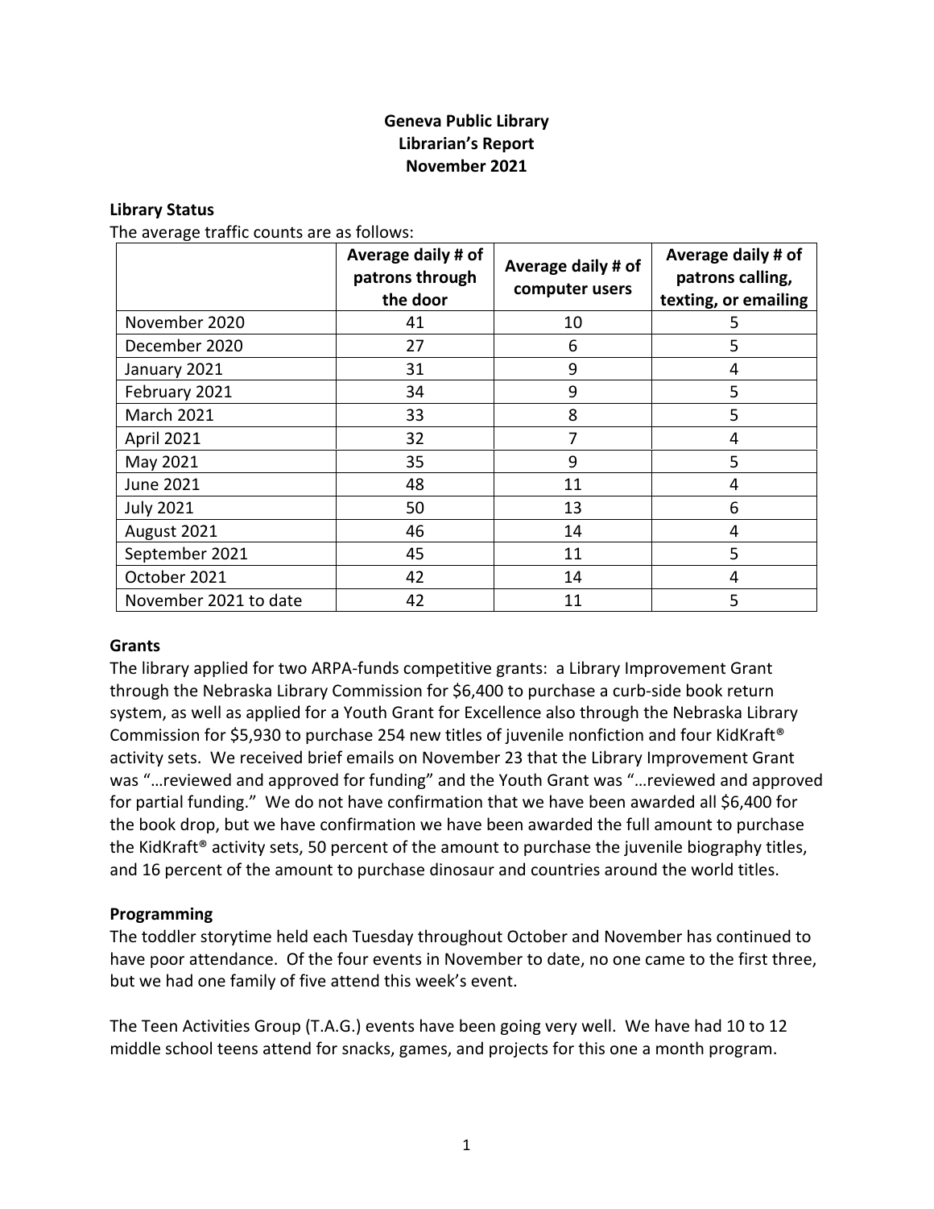**Geneva Public Library**
**Librarian's Report**
**November 2021**

**Library Status**

The average traffic counts are as follows:

| | Average daily # of patrons through the door | Average daily # of computer users | Average daily # of patrons calling, texting, or emailing |
|---|---|---|---|
| November 2020 | 41 | 10 | 5 |
| December 2020 | 27 | 6 | 5 |
| January 2021 | 31 | 9 | 4 |
| February 2021 | 34 | 9 | 5 |
| March 2021 | 33 | 8 | 5 |
| April 2021 | 32 | 7 | 4 |
| May 2021 | 35 | 9 | 5 |
| June 2021 | 48 | 11 | 4 |
| July 2021 | 50 | 13 | 6 |
| August 2021 | 46 | 14 | 4 |
| September 2021 | 45 | 11 | 5 |
| October 2021 | 42 | 14 | 4 |
| November 2021 to date | 42 | 11 | 5 |

**Grants**

The library applied for two ARPA-funds competitive grants: a Library Improvement Grant through the Nebraska Library Commission for $6,400 to purchase a curb-side book return system, as well as applied for a Youth Grant for Excellence also through the Nebraska Library Commission for $5,930 to purchase 254 new titles of juvenile nonfiction and four KidKraft® activity sets. We received brief emails on November 23 that the Library Improvement Grant was "…reviewed and approved for funding" and the Youth Grant was "…reviewed and approved for partial funding." We do not have confirmation that we have been awarded all $6,400 for the book drop, but we have confirmation we have been awarded the full amount to purchase the KidKraft® activity sets, 50 percent of the amount to purchase the juvenile biography titles, and 16 percent of the amount to purchase dinosaur and countries around the world titles.

**Programming**

The toddler storytime held each Tuesday throughout October and November has continued to have poor attendance. Of the four events in November to date, no one came to the first three, but we had one family of five attend this week's event.

The Teen Activities Group (T.A.G.) events have been going very well. We have had 10 to 12 middle school teens attend for snacks, games, and projects for this one a month program.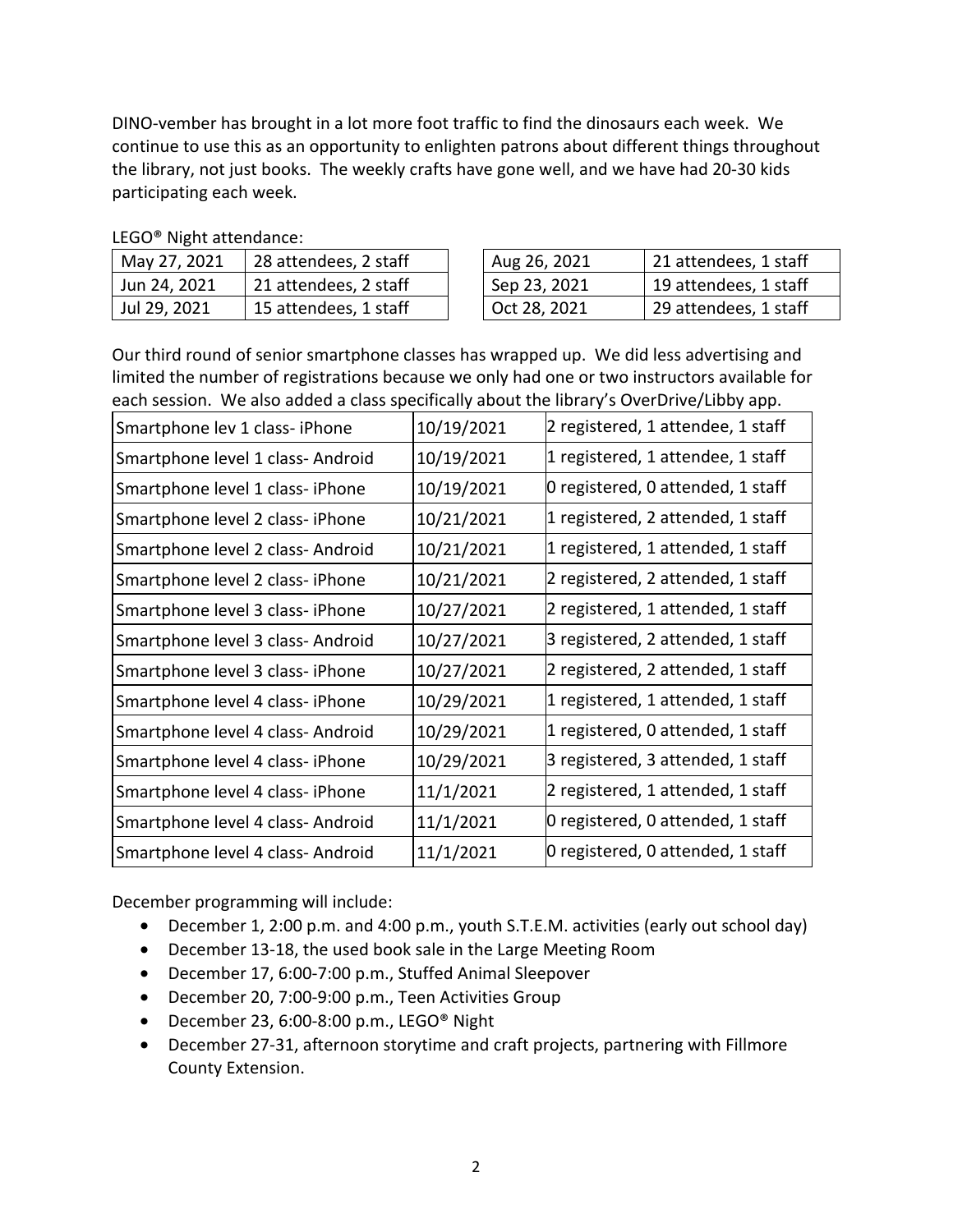DINO-vember has brought in a lot more foot traffic to find the dinosaurs each week. We continue to use this as an opportunity to enlighten patrons about different things throughout the library, not just books. The weekly crafts have gone well, and we have had 20-30 kids participating each week.

LEGO® Night attendance:

| | |
|---|---|
| May 27, 2021 | 28 attendees, 2 staff |
| Jun 24, 2021 | 21 attendees, 2 staff |
| Jul 29, 2021 | 15 attendees, 1 staff |
| Aug 26, 2021 | 21 attendees, 1 staff |
| Sep 23, 2021 | 19 attendees, 1 staff |
| Oct 28, 2021 | 29 attendees, 1 staff |

Our third round of senior smartphone classes has wrapped up. We did less advertising and limited the number of registrations because we only had one or two instructors available for each session. We also added a class specifically about the library's OverDrive/Libby app.

| | | |
|---|---|---|
| Smartphone lev 1 class- iPhone | 10/19/2021 | 2 registered, 1 attendee, 1 staff |
| Smartphone level 1 class- Android | 10/19/2021 | 1 registered, 1 attendee, 1 staff |
| Smartphone level 1 class- iPhone | 10/19/2021 | 0 registered, 0 attended, 1 staff |
| Smartphone level 2 class- iPhone | 10/21/2021 | 1 registered, 2 attended, 1 staff |
| Smartphone level 2 class- Android | 10/21/2021 | 1 registered, 1 attended, 1 staff |
| Smartphone level 2 class- iPhone | 10/21/2021 | 2 registered, 2 attended, 1 staff |
| Smartphone level 3 class- iPhone | 10/27/2021 | 2 registered, 1 attended, 1 staff |
| Smartphone level 3 class- Android | 10/27/2021 | 3 registered, 2 attended, 1 staff |
| Smartphone level 3 class- iPhone | 10/27/2021 | 2 registered, 2 attended, 1 staff |
| Smartphone level 4 class- iPhone | 10/29/2021 | 1 registered, 1 attended, 1 staff |
| Smartphone level 4 class- Android | 10/29/2021 | 1 registered, 0 attended, 1 staff |
| Smartphone level 4 class- iPhone | 10/29/2021 | 3 registered, 3 attended, 1 staff |
| Smartphone level 4 class- iPhone | 11/1/2021 | 2 registered, 1 attended, 1 staff |
| Smartphone level 4 class- Android | 11/1/2021 | 0 registered, 0 attended, 1 staff |
| Smartphone level 4 class- Android | 11/1/2021 | 0 registered, 0 attended, 1 staff |

December programming will include:

- December 1, 2:00 p.m. and 4:00 p.m., youth S.T.E.M. activities (early out school day)
- December 13-18, the used book sale in the Large Meeting Room
- December 17, 6:00-7:00 p.m., Stuffed Animal Sleepover
- December 20, 7:00-9:00 p.m., Teen Activities Group
- December 23, 6:00-8:00 p.m., LEGO® Night
- December 27-31, afternoon storytime and craft projects, partnering with Fillmore County Extension.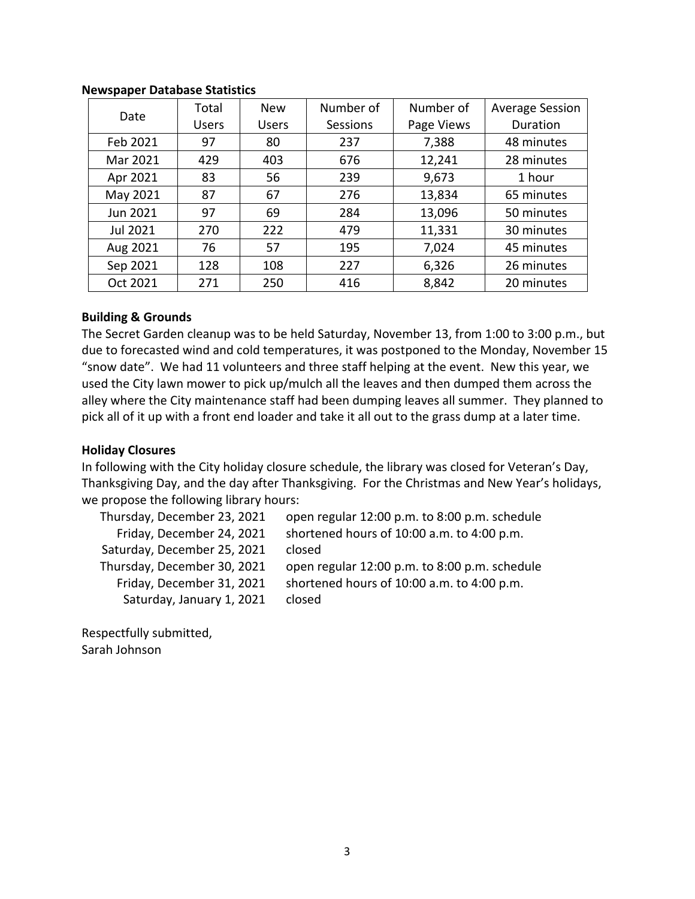**Newspaper Database Statistics**

| Date | Total Users | New Users | Number of Sessions | Number of Page Views | Average Session Duration |
|---|---|---|---|---|---|
| Feb 2021 | 97 | 80 | 237 | 7,388 | 48 minutes |
| Mar 2021 | 429 | 403 | 676 | 12,241 | 28 minutes |
| Apr 2021 | 83 | 56 | 239 | 9,673 | 1 hour |
| May 2021 | 87 | 67 | 276 | 13,834 | 65 minutes |
| Jun 2021 | 97 | 69 | 284 | 13,096 | 50 minutes |
| Jul 2021 | 270 | 222 | 479 | 11,331 | 30 minutes |
| Aug 2021 | 76 | 57 | 195 | 7,024 | 45 minutes |
| Sep 2021 | 128 | 108 | 227 | 6,326 | 26 minutes |
| Oct 2021 | 271 | 250 | 416 | 8,842 | 20 minutes |

**Building & Grounds**

The Secret Garden cleanup was to be held Saturday, November 13, from 1:00 to 3:00 p.m., but due to forecasted wind and cold temperatures, it was postponed to the Monday, November 15 "snow date". We had 11 volunteers and three staff helping at the event. New this year, we used the City lawn mower to pick up/mulch all the leaves and then dumped them across the alley where the City maintenance staff had been dumping leaves all summer. They planned to pick all of it up with a front end loader and take it all out to the grass dump at a later time.

**Holiday Closures**

In following with the City holiday closure schedule, the library was closed for Veteran's Day, Thanksgiving Day, and the day after Thanksgiving. For the Christmas and New Year's holidays, we propose the following library hours:

| | |
|---|---|
| Thursday, December 23, 2021 | open regular 12:00 p.m. to 8:00 p.m. schedule |
| Friday, December 24, 2021 | shortened hours of 10:00 a.m. to 4:00 p.m. |
| Saturday, December 25, 2021 | closed |
| Thursday, December 30, 2021 | open regular 12:00 p.m. to 8:00 p.m. schedule |
| Friday, December 31, 2021 | shortened hours of 10:00 a.m. to 4:00 p.m. |
| Saturday, January 1, 2021 | closed |

Respectfully submitted,
Sarah Johnson